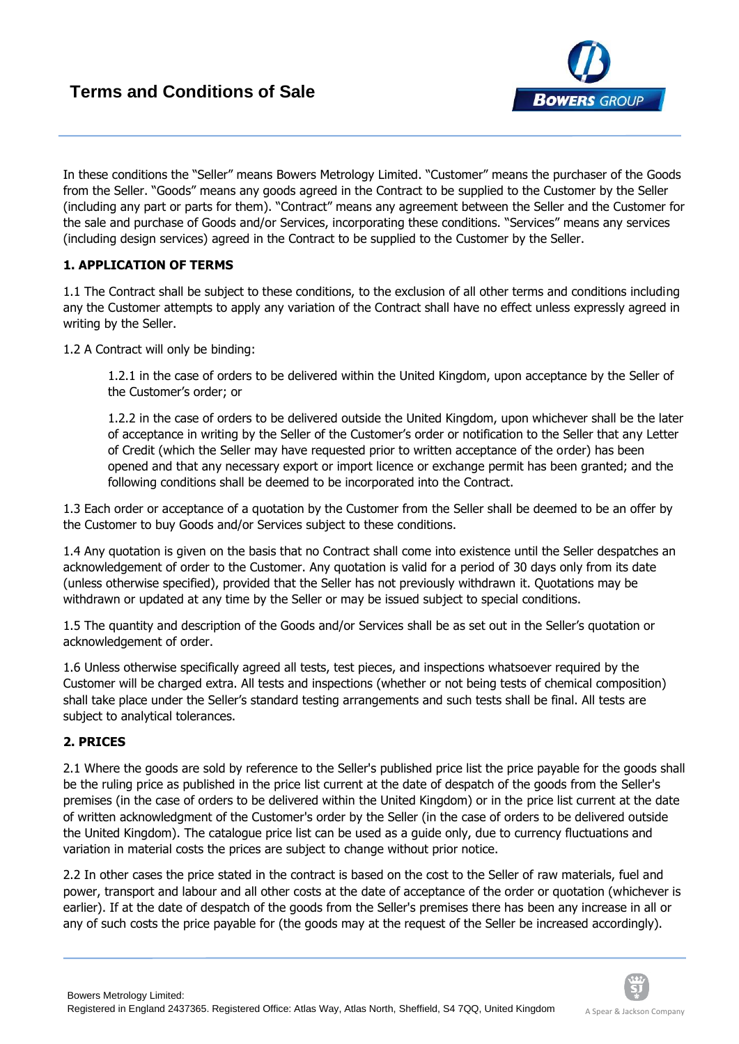# Terms and Conditions of Sale

In these conditions the "Seller" means Bowers Metrology Limited. "Customer" means the purchaser of the Goods from the Seller. "Goods" means any goods agreed in the Contract to be supplied to the Customer by the Seller (including any part or parts for them). "Contract" means any agreement between the Seller and the Customer for the sale and purchase of Goods and/or Services, incorporating these conditions. "Services" means any services (including design services) agreed in the Contract to be supplied to the Customer by the Seller.

**1. APPLICATION OF TERMS**

1.1 The Contract shall be subject to these conditions, to the exclusion of all other terms and conditions including any the Customer attempts to apply any variation of the Contract shall have no effect unless expressly agreed in writing by the Seller.

1.2 A Contract will only be binding:

> 1.2.1 in the case of orders to be delivered within the United Kingdom, upon acceptance by the Seller of the Customer's order; or
>
> 1.2.2 in the case of orders to be delivered outside the United Kingdom, upon whichever shall be the later of acceptance in writing by the Seller of the Customer's order or notification to the Seller that any Letter of Credit (which the Seller may have requested prior to written acceptance of the order) has been opened and that any necessary export or import licence or exchange permit has been granted; and the following conditions shall be deemed to be incorporated into the Contract.

1.3 Each order or acceptance of a quotation by the Customer from the Seller shall be deemed to be an offer by the Customer to buy Goods and/or Services subject to these conditions.

1.4 Any quotation is given on the basis that no Contract shall come into existence until the Seller despatches an acknowledgement of order to the Customer. Any quotation is valid for a period of 30 days only from its date (unless otherwise specified), provided that the Seller has not previously withdrawn it. Quotations may be withdrawn or updated at any time by the Seller or may be issued subject to special conditions.

1.5 The quantity and description of the Goods and/or Services shall be as set out in the Seller's quotation or acknowledgement of order.

1.6 Unless otherwise specifically agreed all tests, test pieces, and inspections whatsoever required by the Customer will be charged extra. All tests and inspections (whether or not being tests of chemical composition) shall take place under the Seller's standard testing arrangements and such tests shall be final. All tests are subject to analytical tolerances.

**2. PRICES**

2.1 Where the goods are sold by reference to the Seller's published price list the price payable for the goods shall be the ruling price as published in the price list current at the date of despatch of the goods from the Seller's premises (in the case of orders to be delivered within the United Kingdom) or in the price list current at the date of written acknowledgment of the Customer's order by the Seller (in the case of orders to be delivered outside the United Kingdom). The catalogue price list can be used as a guide only, due to currency fluctuations and variation in material costs the prices are subject to change without prior notice.

2.2 In other cases the price stated in the contract is based on the cost to the Seller of raw materials, fuel and power, transport and labour and all other costs at the date of acceptance of the order or quotation (whichever is earlier). If at the date of despatch of the goods from the Seller's premises there has been any increase in all or any of such costs the price payable for (the goods may at the request of the Seller be increased accordingly).

Bowers Metrology Limited:
Registered in England 2437365. Registered Office: Atlas Way, Atlas North, Sheffield, S4 7QQ, United Kingdom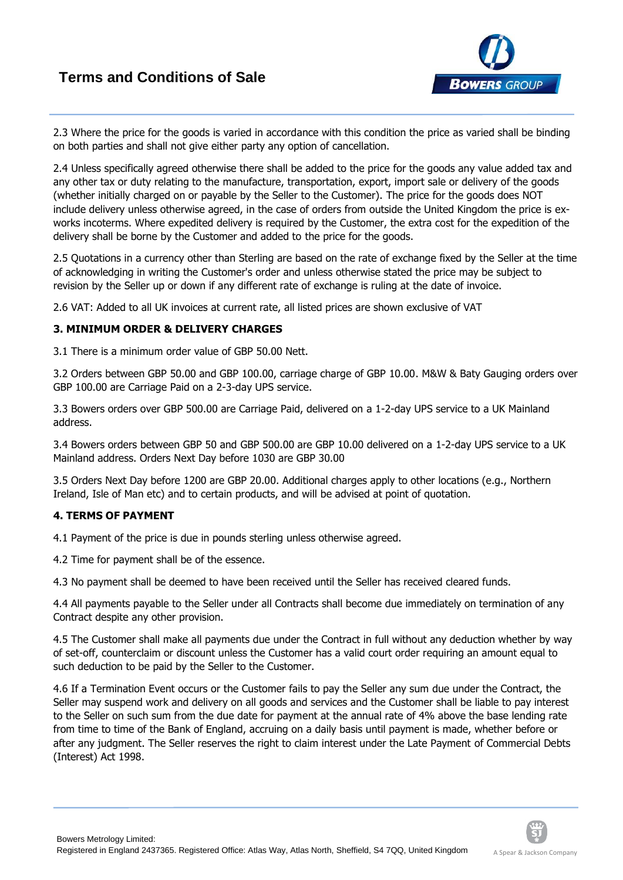2.3 Where the price for the goods is varied in accordance with this condition the price as varied shall be binding on both parties and shall not give either party any option of cancellation.

2.4 Unless specifically agreed otherwise there shall be added to the price for the goods any value added tax and any other tax or duty relating to the manufacture, transportation, export, import sale or delivery of the goods (whether initially charged on or payable by the Seller to the Customer). The price for the goods does NOT include delivery unless otherwise agreed, in the case of orders from outside the United Kingdom the price is ex-works incoterms. Where expedited delivery is required by the Customer, the extra cost for the expedition of the delivery shall be borne by the Customer and added to the price for the goods.

2.5 Quotations in a currency other than Sterling are based on the rate of exchange fixed by the Seller at the time of acknowledging in writing the Customer's order and unless otherwise stated the price may be subject to revision by the Seller up or down if any different rate of exchange is ruling at the date of invoice.

2.6 VAT: Added to all UK invoices at current rate, all listed prices are shown exclusive of VAT

**3. MINIMUM ORDER & DELIVERY CHARGES**

3.1 There is a minimum order value of GBP 50.00 Nett.

3.2 Orders between GBP 50.00 and GBP 100.00, carriage charge of GBP 10.00. M&W & Baty Gauging orders over GBP 100.00 are Carriage Paid on a 2-3-day UPS service.

3.3 Bowers orders over GBP 500.00 are Carriage Paid, delivered on a 1-2-day UPS service to a UK Mainland address.

3.4 Bowers orders between GBP 50 and GBP 500.00 are GBP 10.00 delivered on a 1-2-day UPS service to a UK Mainland address. Orders Next Day before 1030 are GBP 30.00

3.5 Orders Next Day before 1200 are GBP 20.00. Additional charges apply to other locations (e.g., Northern Ireland, Isle of Man etc) and to certain products, and will be advised at point of quotation.

**4. TERMS OF PAYMENT**

4.1 Payment of the price is due in pounds sterling unless otherwise agreed.

4.2 Time for payment shall be of the essence.

4.3 No payment shall be deemed to have been received until the Seller has received cleared funds.

4.4 All payments payable to the Seller under all Contracts shall become due immediately on termination of any Contract despite any other provision.

4.5 The Customer shall make all payments due under the Contract in full without any deduction whether by way of set-off, counterclaim or discount unless the Customer has a valid court order requiring an amount equal to such deduction to be paid by the Seller to the Customer.

4.6 If a Termination Event occurs or the Customer fails to pay the Seller any sum due under the Contract, the Seller may suspend work and delivery on all goods and services and the Customer shall be liable to pay interest to the Seller on such sum from the due date for payment at the annual rate of 4% above the base lending rate from time to time of the Bank of England, accruing on a daily basis until payment is made, whether before or after any judgment. The Seller reserves the right to claim interest under the Late Payment of Commercial Debts (Interest) Act 1998.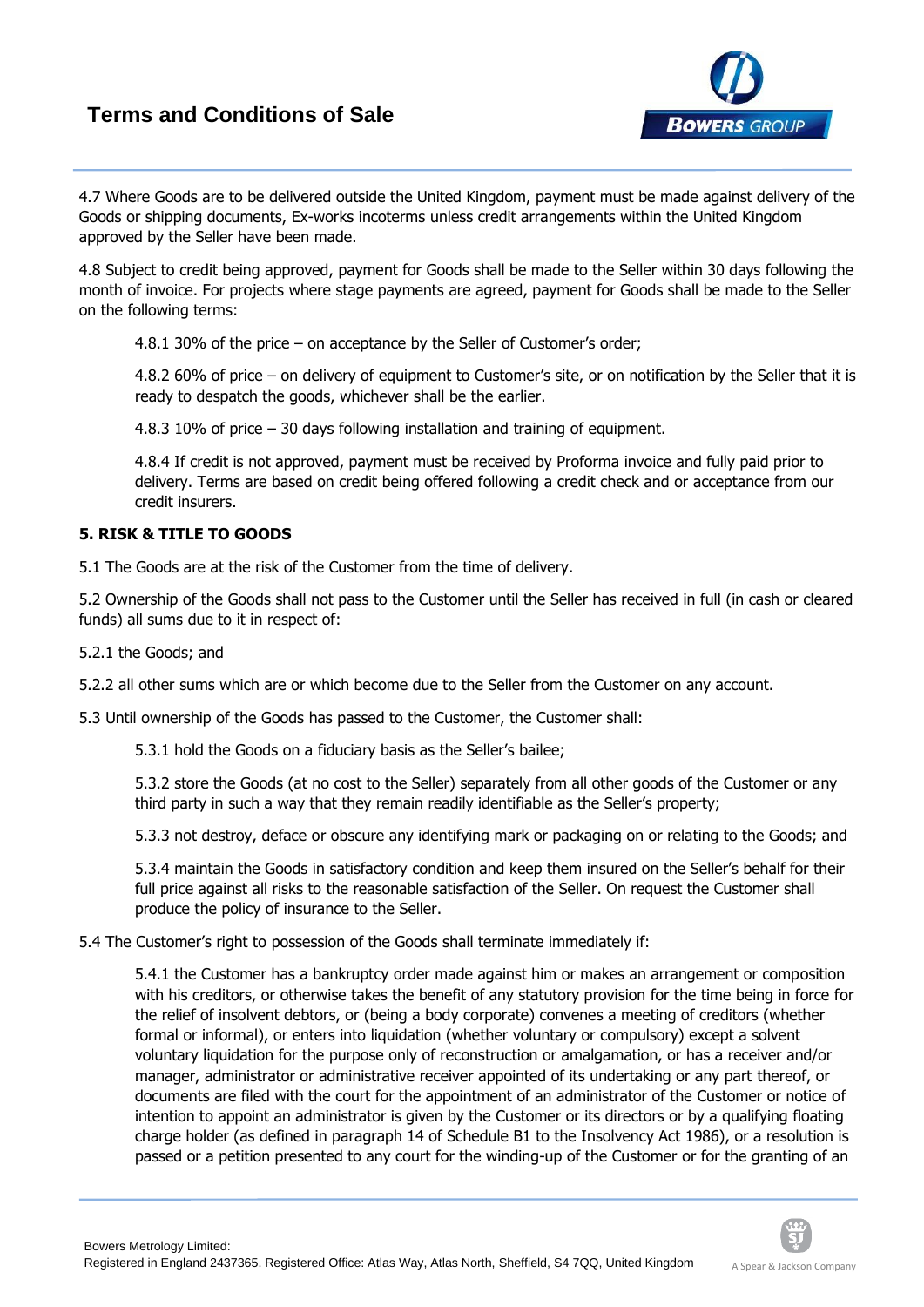4.7 Where Goods are to be delivered outside the United Kingdom, payment must be made against delivery of the Goods or shipping documents, Ex-works incoterms unless credit arrangements within the United Kingdom approved by the Seller have been made.

4.8 Subject to credit being approved, payment for Goods shall be made to the Seller within 30 days following the month of invoice. For projects where stage payments are agreed, payment for Goods shall be made to the Seller on the following terms:

4.8.1 30% of the price – on acceptance by the Seller of Customer's order;

4.8.2 60% of price – on delivery of equipment to Customer's site, or on notification by the Seller that it is ready to despatch the goods, whichever shall be the earlier.

4.8.3 10% of price – 30 days following installation and training of equipment.

4.8.4 If credit is not approved, payment must be received by Proforma invoice and fully paid prior to delivery. Terms are based on credit being offered following a credit check and or acceptance from our credit insurers.

**5. RISK & TITLE TO GOODS**

5.1 The Goods are at the risk of the Customer from the time of delivery.

5.2 Ownership of the Goods shall not pass to the Customer until the Seller has received in full (in cash or cleared funds) all sums due to it in respect of:

5.2.1 the Goods; and

5.2.2 all other sums which are or which become due to the Seller from the Customer on any account.

5.3 Until ownership of the Goods has passed to the Customer, the Customer shall:

5.3.1 hold the Goods on a fiduciary basis as the Seller's bailee;

5.3.2 store the Goods (at no cost to the Seller) separately from all other goods of the Customer or any third party in such a way that they remain readily identifiable as the Seller's property;

5.3.3 not destroy, deface or obscure any identifying mark or packaging on or relating to the Goods; and

5.3.4 maintain the Goods in satisfactory condition and keep them insured on the Seller's behalf for their full price against all risks to the reasonable satisfaction of the Seller. On request the Customer shall produce the policy of insurance to the Seller.

5.4 The Customer's right to possession of the Goods shall terminate immediately if:

5.4.1 the Customer has a bankruptcy order made against him or makes an arrangement or composition with his creditors, or otherwise takes the benefit of any statutory provision for the time being in force for the relief of insolvent debtors, or (being a body corporate) convenes a meeting of creditors (whether formal or informal), or enters into liquidation (whether voluntary or compulsory) except a solvent voluntary liquidation for the purpose only of reconstruction or amalgamation, or has a receiver and/or manager, administrator or administrative receiver appointed of its undertaking or any part thereof, or documents are filed with the court for the appointment of an administrator of the Customer or notice of intention to appoint an administrator is given by the Customer or its directors or by a qualifying floating charge holder (as defined in paragraph 14 of Schedule B1 to the Insolvency Act 1986), or a resolution is passed or a petition presented to any court for the winding-up of the Customer or for the granting of an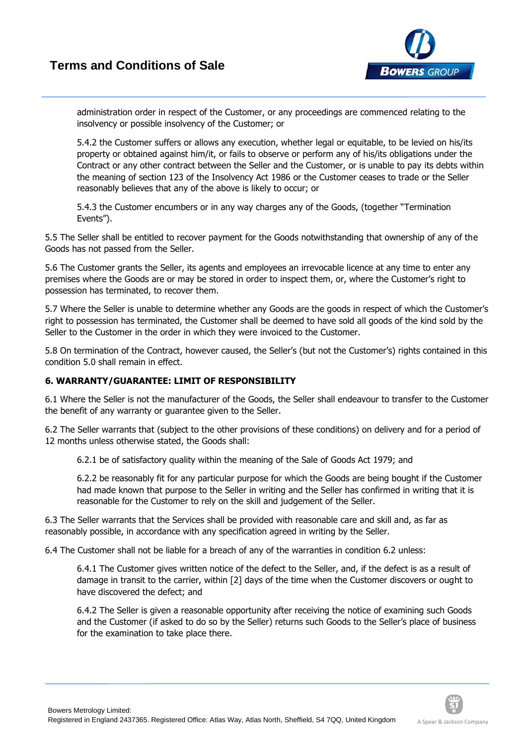administration order in respect of the Customer, or any proceedings are commenced relating to the insolvency or possible insolvency of the Customer; or

5.4.2 the Customer suffers or allows any execution, whether legal or equitable, to be levied on his/its property or obtained against him/it, or fails to observe or perform any of his/its obligations under the Contract or any other contract between the Seller and the Customer, or is unable to pay its debts within the meaning of section 123 of the Insolvency Act 1986 or the Customer ceases to trade or the Seller reasonably believes that any of the above is likely to occur; or

5.4.3 the Customer encumbers or in any way charges any of the Goods, (together "Termination Events").

5.5 The Seller shall be entitled to recover payment for the Goods notwithstanding that ownership of any of the Goods has not passed from the Seller.

5.6 The Customer grants the Seller, its agents and employees an irrevocable licence at any time to enter any premises where the Goods are or may be stored in order to inspect them, or, where the Customer's right to possession has terminated, to recover them.

5.7 Where the Seller is unable to determine whether any Goods are the goods in respect of which the Customer's right to possession has terminated, the Customer shall be deemed to have sold all goods of the kind sold by the Seller to the Customer in the order in which they were invoiced to the Customer.

5.8 On termination of the Contract, however caused, the Seller's (but not the Customer's) rights contained in this condition 5.0 shall remain in effect.

**6. WARRANTY/GUARANTEE: LIMIT OF RESPONSIBILITY**

6.1 Where the Seller is not the manufacturer of the Goods, the Seller shall endeavour to transfer to the Customer the benefit of any warranty or guarantee given to the Seller.

6.2 The Seller warrants that (subject to the other provisions of these conditions) on delivery and for a period of 12 months unless otherwise stated, the Goods shall:

6.2.1 be of satisfactory quality within the meaning of the Sale of Goods Act 1979; and

6.2.2 be reasonably fit for any particular purpose for which the Goods are being bought if the Customer had made known that purpose to the Seller in writing and the Seller has confirmed in writing that it is reasonable for the Customer to rely on the skill and judgement of the Seller.

6.3 The Seller warrants that the Services shall be provided with reasonable care and skill and, as far as reasonably possible, in accordance with any specification agreed in writing by the Seller.

6.4 The Customer shall not be liable for a breach of any of the warranties in condition 6.2 unless:

6.4.1 The Customer gives written notice of the defect to the Seller, and, if the defect is as a result of damage in transit to the carrier, within [2] days of the time when the Customer discovers or ought to have discovered the defect; and

6.4.2 The Seller is given a reasonable opportunity after receiving the notice of examining such Goods and the Customer (if asked to do so by the Seller) returns such Goods to the Seller's place of business for the examination to take place there.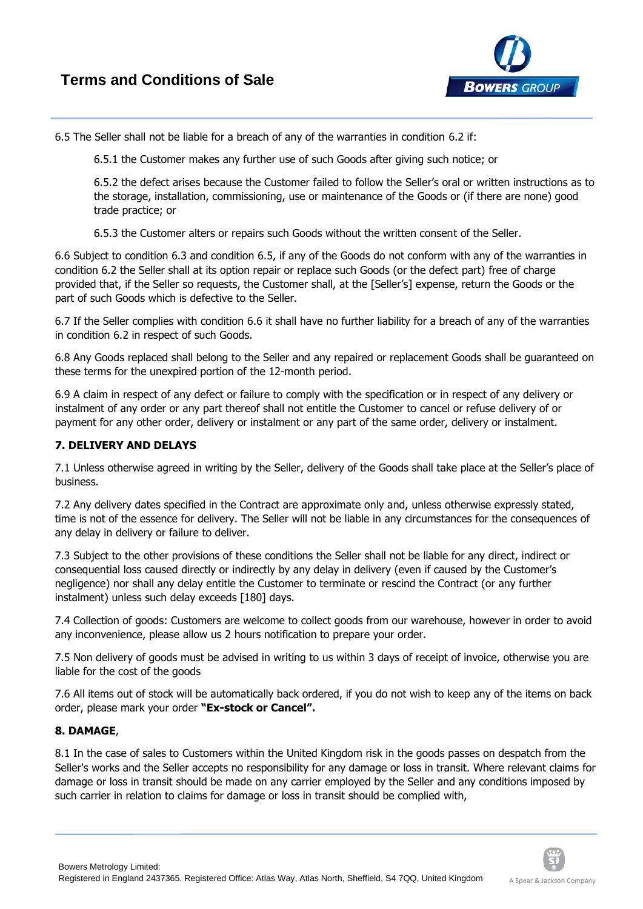6.5 The Seller shall not be liable for a breach of any of the warranties in condition 6.2 if:

6.5.1 the Customer makes any further use of such Goods after giving such notice; or

6.5.2 the defect arises because the Customer failed to follow the Seller's oral or written instructions as to the storage, installation, commissioning, use or maintenance of the Goods or (if there are none) good trade practice; or

6.5.3 the Customer alters or repairs such Goods without the written consent of the Seller.

6.6 Subject to condition 6.3 and condition 6.5, if any of the Goods do not conform with any of the warranties in condition 6.2 the Seller shall at its option repair or replace such Goods (or the defect part) free of charge provided that, if the Seller so requests, the Customer shall, at the [Seller's] expense, return the Goods or the part of such Goods which is defective to the Seller.

6.7 If the Seller complies with condition 6.6 it shall have no further liability for a breach of any of the warranties in condition 6.2 in respect of such Goods.

6.8 Any Goods replaced shall belong to the Seller and any repaired or replacement Goods shall be guaranteed on these terms for the unexpired portion of the 12-month period.

6.9 A claim in respect of any defect or failure to comply with the specification or in respect of any delivery or instalment of any order or any part thereof shall not entitle the Customer to cancel or refuse delivery of or payment for any other order, delivery or instalment or any part of the same order, delivery or instalment.

**7. DELIVERY AND DELAYS**

7.1 Unless otherwise agreed in writing by the Seller, delivery of the Goods shall take place at the Seller's place of business.

7.2 Any delivery dates specified in the Contract are approximate only and, unless otherwise expressly stated, time is not of the essence for delivery. The Seller will not be liable in any circumstances for the consequences of any delay in delivery or failure to deliver.

7.3 Subject to the other provisions of these conditions the Seller shall not be liable for any direct, indirect or consequential loss caused directly or indirectly by any delay in delivery (even if caused by the Customer's negligence) nor shall any delay entitle the Customer to terminate or rescind the Contract (or any further instalment) unless such delay exceeds [180] days.

7.4 Collection of goods: Customers are welcome to collect goods from our warehouse, however in order to avoid any inconvenience, please allow us 2 hours notification to prepare your order.

7.5 Non delivery of goods must be advised in writing to us within 3 days of receipt of invoice, otherwise you are liable for the cost of the goods

7.6 All items out of stock will be automatically back ordered, if you do not wish to keep any of the items on back order, please mark your order **"Ex-stock or Cancel".**

**8. DAMAGE**,

8.1 In the case of sales to Customers within the United Kingdom risk in the goods passes on despatch from the Seller's works and the Seller accepts no responsibility for any damage or loss in transit. Where relevant claims for damage or loss in transit should be made on any carrier employed by the Seller and any conditions imposed by such carrier in relation to claims for damage or loss in transit should be complied with,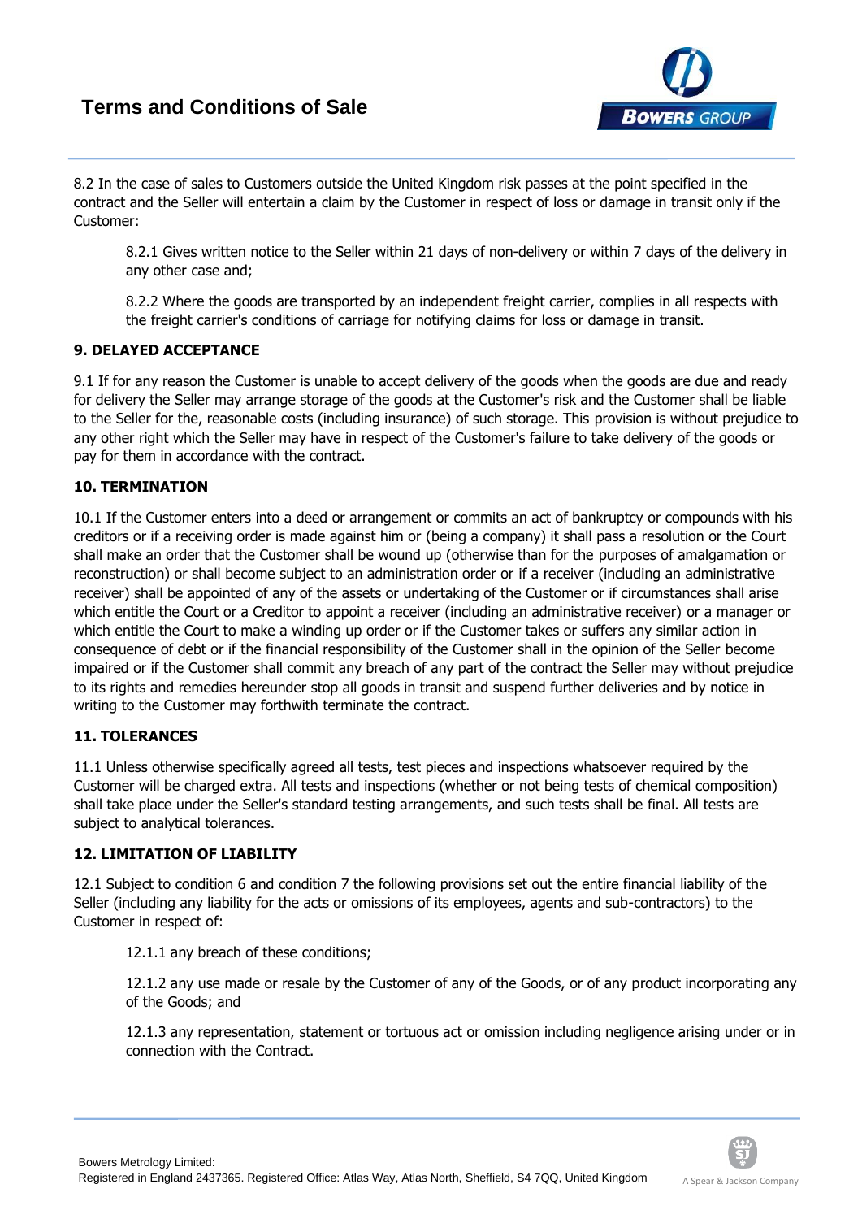8.2 In the case of sales to Customers outside the United Kingdom risk passes at the point specified in the contract and the Seller will entertain a claim by the Customer in respect of loss or damage in transit only if the Customer:

8.2.1 Gives written notice to the Seller within 21 days of non-delivery or within 7 days of the delivery in any other case and;

8.2.2 Where the goods are transported by an independent freight carrier, complies in all respects with the freight carrier's conditions of carriage for notifying claims for loss or damage in transit.

**9. DELAYED ACCEPTANCE**

9.1 If for any reason the Customer is unable to accept delivery of the goods when the goods are due and ready for delivery the Seller may arrange storage of the goods at the Customer's risk and the Customer shall be liable to the Seller for the, reasonable costs (including insurance) of such storage. This provision is without prejudice to any other right which the Seller may have in respect of the Customer's failure to take delivery of the goods or pay for them in accordance with the contract.

**10. TERMINATION**

10.1 If the Customer enters into a deed or arrangement or commits an act of bankruptcy or compounds with his creditors or if a receiving order is made against him or (being a company) it shall pass a resolution or the Court shall make an order that the Customer shall be wound up (otherwise than for the purposes of amalgamation or reconstruction) or shall become subject to an administration order or if a receiver (including an administrative receiver) shall be appointed of any of the assets or undertaking of the Customer or if circumstances shall arise which entitle the Court or a Creditor to appoint a receiver (including an administrative receiver) or a manager or which entitle the Court to make a winding up order or if the Customer takes or suffers any similar action in consequence of debt or if the financial responsibility of the Customer shall in the opinion of the Seller become impaired or if the Customer shall commit any breach of any part of the contract the Seller may without prejudice to its rights and remedies hereunder stop all goods in transit and suspend further deliveries and by notice in writing to the Customer may forthwith terminate the contract.

**11. TOLERANCES**

11.1 Unless otherwise specifically agreed all tests, test pieces and inspections whatsoever required by the Customer will be charged extra. All tests and inspections (whether or not being tests of chemical composition) shall take place under the Seller's standard testing arrangements, and such tests shall be final. All tests are subject to analytical tolerances.

**12. LIMITATION OF LIABILITY**

12.1 Subject to condition 6 and condition 7 the following provisions set out the entire financial liability of the Seller (including any liability for the acts or omissions of its employees, agents and sub-contractors) to the Customer in respect of:

12.1.1 any breach of these conditions;

12.1.2 any use made or resale by the Customer of any of the Goods, or of any product incorporating any of the Goods; and

12.1.3 any representation, statement or tortuous act or omission including negligence arising under or in connection with the Contract.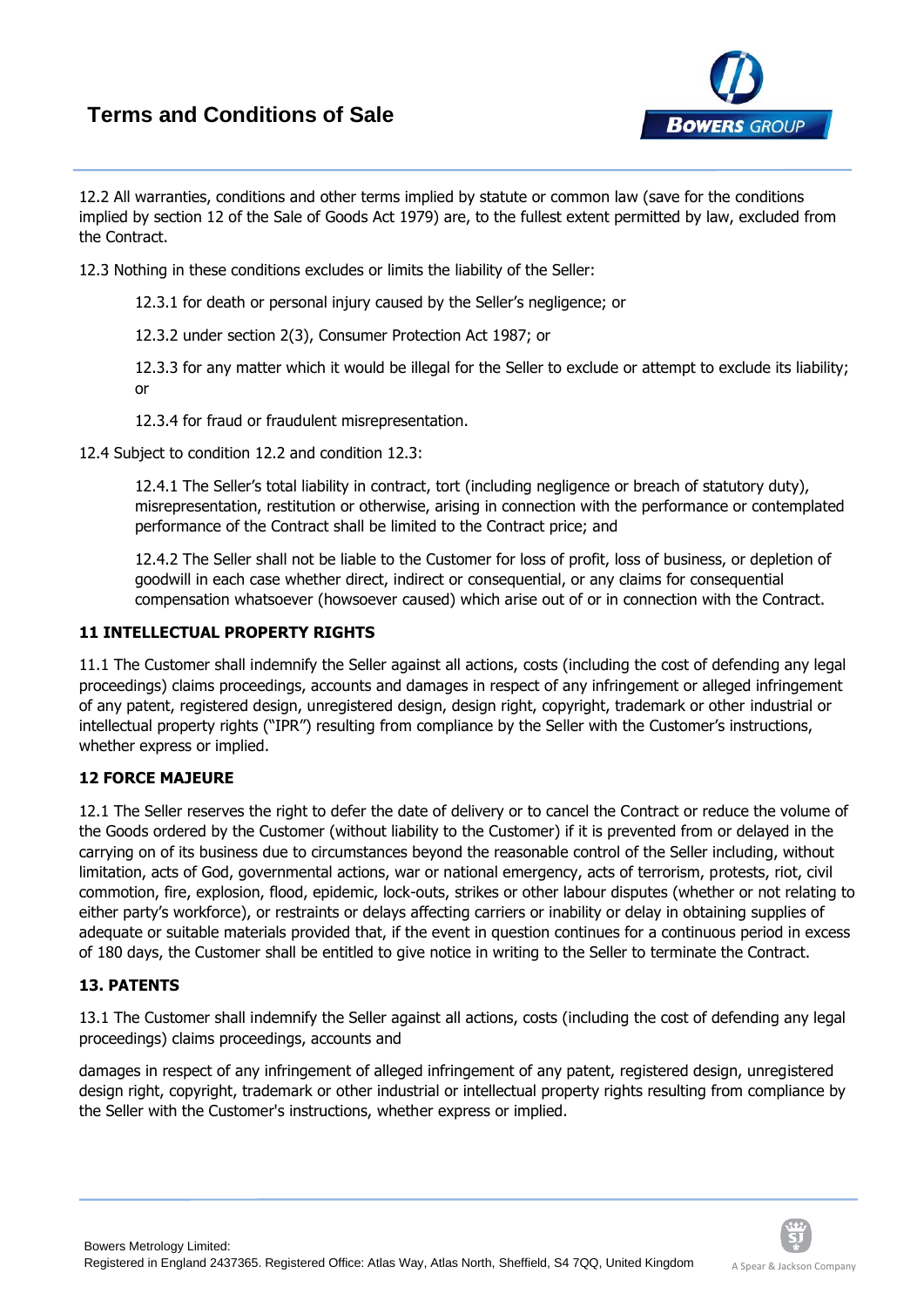12.2 All warranties, conditions and other terms implied by statute or common law (save for the conditions implied by section 12 of the Sale of Goods Act 1979) are, to the fullest extent permitted by law, excluded from the Contract.

12.3 Nothing in these conditions excludes or limits the liability of the Seller:

12.3.1 for death or personal injury caused by the Seller's negligence; or

12.3.2 under section 2(3), Consumer Protection Act 1987; or

12.3.3 for any matter which it would be illegal for the Seller to exclude or attempt to exclude its liability; or

12.3.4 for fraud or fraudulent misrepresentation.

12.4 Subject to condition 12.2 and condition 12.3:

12.4.1 The Seller's total liability in contract, tort (including negligence or breach of statutory duty), misrepresentation, restitution or otherwise, arising in connection with the performance or contemplated performance of the Contract shall be limited to the Contract price; and

12.4.2 The Seller shall not be liable to the Customer for loss of profit, loss of business, or depletion of goodwill in each case whether direct, indirect or consequential, or any claims for consequential compensation whatsoever (howsoever caused) which arise out of or in connection with the Contract.

**11 INTELLECTUAL PROPERTY RIGHTS**

11.1 The Customer shall indemnify the Seller against all actions, costs (including the cost of defending any legal proceedings) claims proceedings, accounts and damages in respect of any infringement or alleged infringement of any patent, registered design, unregistered design, design right, copyright, trademark or other industrial or intellectual property rights ("IPR") resulting from compliance by the Seller with the Customer's instructions, whether express or implied.

**12 FORCE MAJEURE**

12.1 The Seller reserves the right to defer the date of delivery or to cancel the Contract or reduce the volume of the Goods ordered by the Customer (without liability to the Customer) if it is prevented from or delayed in the carrying on of its business due to circumstances beyond the reasonable control of the Seller including, without limitation, acts of God, governmental actions, war or national emergency, acts of terrorism, protests, riot, civil commotion, fire, explosion, flood, epidemic, lock-outs, strikes or other labour disputes (whether or not relating to either party's workforce), or restraints or delays affecting carriers or inability or delay in obtaining supplies of adequate or suitable materials provided that, if the event in question continues for a continuous period in excess of 180 days, the Customer shall be entitled to give notice in writing to the Seller to terminate the Contract.

**13. PATENTS**

13.1 The Customer shall indemnify the Seller against all actions, costs (including the cost of defending any legal proceedings) claims proceedings, accounts and

damages in respect of any infringement of alleged infringement of any patent, registered design, unregistered design right, copyright, trademark or other industrial or intellectual property rights resulting from compliance by the Seller with the Customer's instructions, whether express or implied.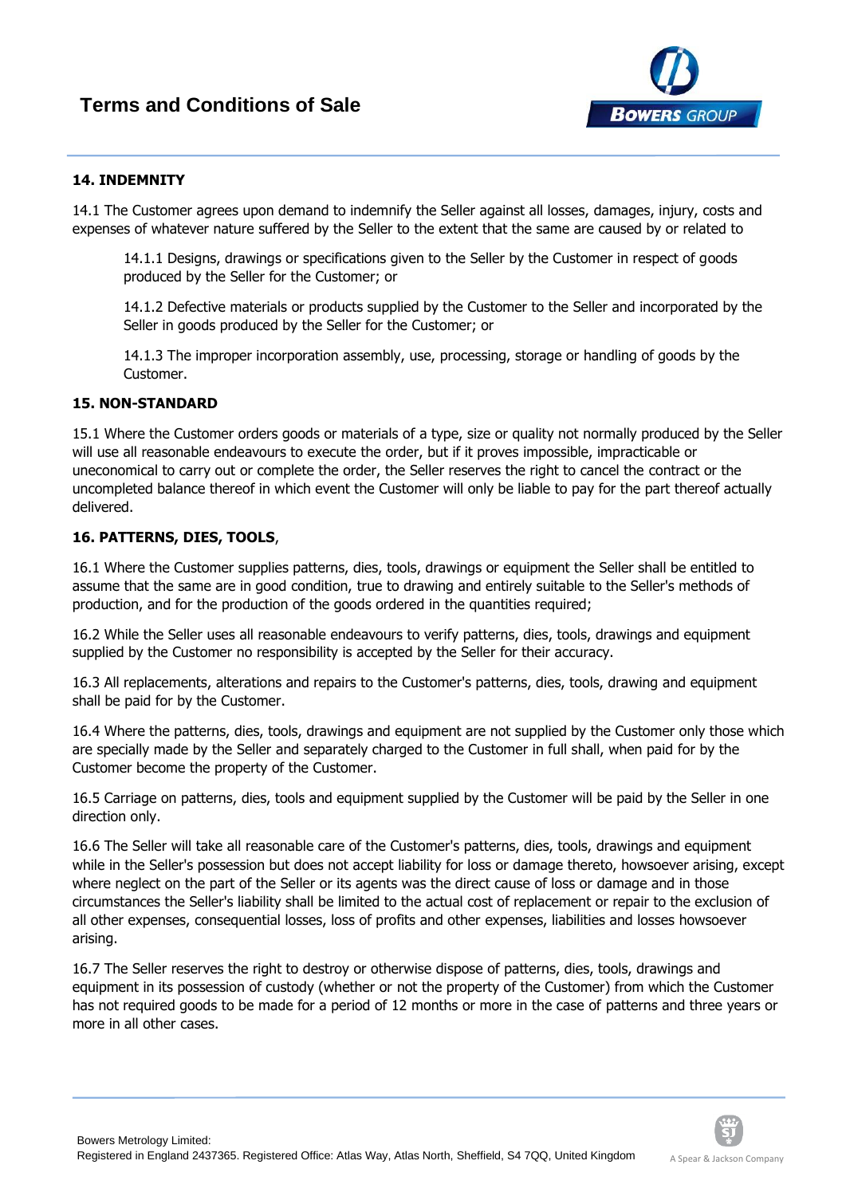## 14. INDEMNITY

14.1 The Customer agrees upon demand to indemnify the Seller against all losses, damages, injury, costs and expenses of whatever nature suffered by the Seller to the extent that the same are caused by or related to

> 14.1.1 Designs, drawings or specifications given to the Seller by the Customer in respect of goods produced by the Seller for the Customer; or
>
> 14.1.2 Defective materials or products supplied by the Customer to the Seller and incorporated by the Seller in goods produced by the Seller for the Customer; or
>
> 14.1.3 The improper incorporation assembly, use, processing, storage or handling of goods by the Customer.

## 15. NON-STANDARD

15.1 Where the Customer orders goods or materials of a type, size or quality not normally produced by the Seller will use all reasonable endeavours to execute the order, but if it proves impossible, impracticable or uneconomical to carry out or complete the order, the Seller reserves the right to cancel the contract or the uncompleted balance thereof in which event the Customer will only be liable to pay for the part thereof actually delivered.

## 16. PATTERNS, DIES, TOOLS,

16.1 Where the Customer supplies patterns, dies, tools, drawings or equipment the Seller shall be entitled to assume that the same are in good condition, true to drawing and entirely suitable to the Seller's methods of production, and for the production of the goods ordered in the quantities required;

16.2 While the Seller uses all reasonable endeavours to verify patterns, dies, tools, drawings and equipment supplied by the Customer no responsibility is accepted by the Seller for their accuracy.

16.3 All replacements, alterations and repairs to the Customer's patterns, dies, tools, drawing and equipment shall be paid for by the Customer.

16.4 Where the patterns, dies, tools, drawings and equipment are not supplied by the Customer only those which are specially made by the Seller and separately charged to the Customer in full shall, when paid for by the Customer become the property of the Customer.

16.5 Carriage on patterns, dies, tools and equipment supplied by the Customer will be paid by the Seller in one direction only.

16.6 The Seller will take all reasonable care of the Customer's patterns, dies, tools, drawings and equipment while in the Seller's possession but does not accept liability for loss or damage thereto, howsoever arising, except where neglect on the part of the Seller or its agents was the direct cause of loss or damage and in those circumstances the Seller's liability shall be limited to the actual cost of replacement or repair to the exclusion of all other expenses, consequential losses, loss of profits and other expenses, liabilities and losses howsoever arising.

16.7 The Seller reserves the right to destroy or otherwise dispose of patterns, dies, tools, drawings and equipment in its possession of custody (whether or not the property of the Customer) from which the Customer has not required goods to be made for a period of 12 months or more in the case of patterns and three years or more in all other cases.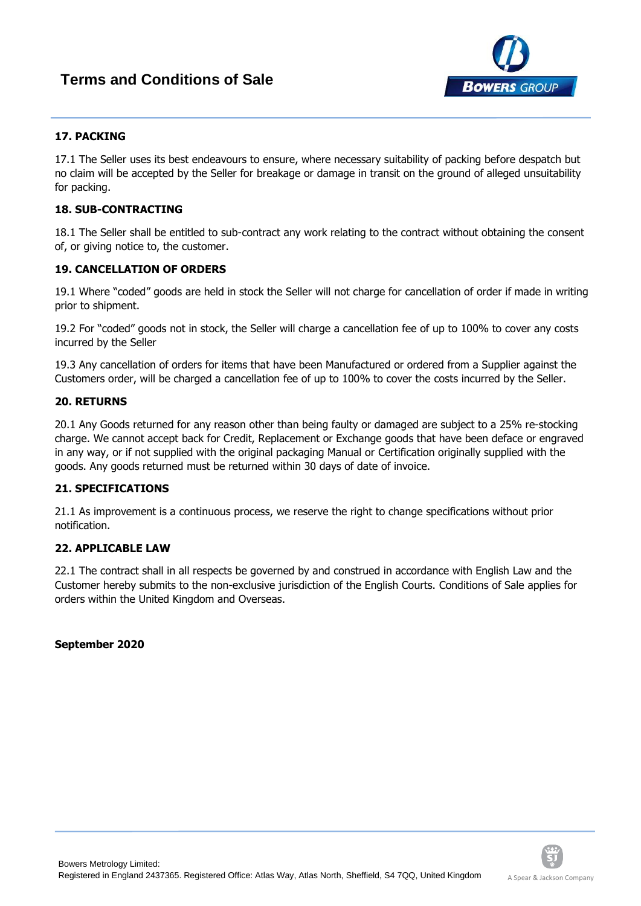### 17. PACKING

17.1 The Seller uses its best endeavours to ensure, where necessary suitability of packing before despatch but no claim will be accepted by the Seller for breakage or damage in transit on the ground of alleged unsuitability for packing.

### 18. SUB-CONTRACTING

18.1 The Seller shall be entitled to sub-contract any work relating to the contract without obtaining the consent of, or giving notice to, the customer.

### 19. CANCELLATION OF ORDERS

19.1 Where "coded" goods are held in stock the Seller will not charge for cancellation of order if made in writing prior to shipment.

19.2 For "coded" goods not in stock, the Seller will charge a cancellation fee of up to 100% to cover any costs incurred by the Seller

19.3 Any cancellation of orders for items that have been Manufactured or ordered from a Supplier against the Customers order, will be charged a cancellation fee of up to 100% to cover the costs incurred by the Seller.

### 20. RETURNS

20.1 Any Goods returned for any reason other than being faulty or damaged are subject to a 25% re-stocking charge. We cannot accept back for Credit, Replacement or Exchange goods that have been deface or engraved in any way, or if not supplied with the original packaging Manual or Certification originally supplied with the goods. Any goods returned must be returned within 30 days of date of invoice.

### 21. SPECIFICATIONS

21.1 As improvement is a continuous process, we reserve the right to change specifications without prior notification.

### 22. APPLICABLE LAW

22.1 The contract shall in all respects be governed by and construed in accordance with English Law and the Customer hereby submits to the non-exclusive jurisdiction of the English Courts. Conditions of Sale applies for orders within the United Kingdom and Overseas.

**September 2020**